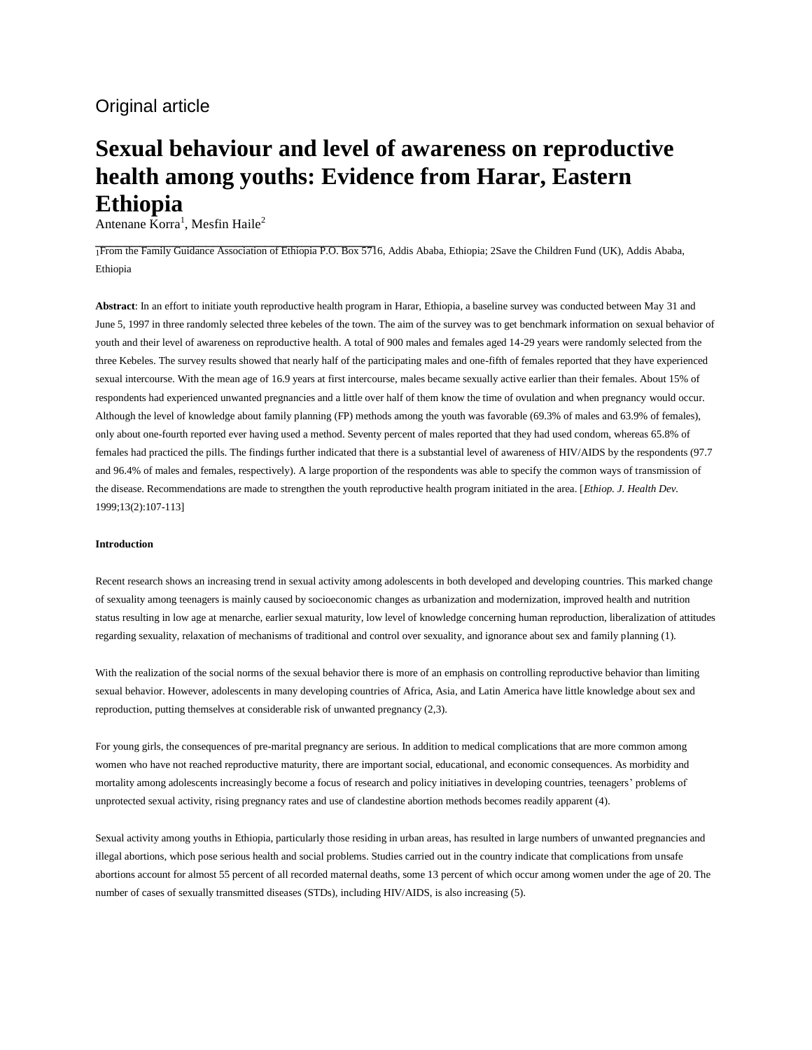Original article

# Sexual behaviour and level of awareness on reproductive health among youths: Evidence from Harar, Eastern Ethiopia

Antenane Korra[1], Mesfin Haile[2]

[1]From the Family Guidance Association of Ethiopia P.O. Box 5716, Addis Ababa, Ethiopia; [2]Save the Children Fund (UK), Addis Ababa, Ethiopia

**Abstract**: In an effort to initiate youth reproductive health program in Harar, Ethiopia, a baseline survey was conducted between May 31 and June 5, 1997 in three randomly selected three kebeles of the town. The aim of the survey was to get benchmark information on sexual behavior of youth and their level of awareness on reproductive health. A total of 900 males and females aged 14-29 years were randomly selected from the three Kebeles. The survey results showed that nearly half of the participating males and one-fifth of females reported that they have experienced sexual intercourse. With the mean age of 16.9 years at first intercourse, males became sexually active earlier than their females. About 15% of respondents had experienced unwanted pregnancies and a little over half of them know the time of ovulation and when pregnancy would occur. Although the level of knowledge about family planning (FP) methods among the youth was favorable (69.3% of males and 63.9% of females), only about one-fourth reported ever having used a method. Seventy percent of males reported that they had used condom, whereas 65.8% of females had practiced the pills. The findings further indicated that there is a substantial level of awareness of HIV/AIDS by the respondents (97.7 and 96.4% of males and females, respectively). A large proportion of the respondents was able to specify the common ways of transmission of the disease. Recommendations are made to strengthen the youth reproductive health program initiated in the area. [*Ethiop. J. Health Dev.* 1999;13(2):107-113]

#### Introduction

Recent research shows an increasing trend in sexual activity among adolescents in both developed and developing countries. This marked change of sexuality among teenagers is mainly caused by socioeconomic changes as urbanization and modernization, improved health and nutrition status resulting in low age at menarche, earlier sexual maturity, low level of knowledge concerning human reproduction, liberalization of attitudes regarding sexuality, relaxation of mechanisms of traditional and control over sexuality, and ignorance about sex and family planning (1).

With the realization of the social norms of the sexual behavior there is more of an emphasis on controlling reproductive behavior than limiting sexual behavior. However, adolescents in many developing countries of Africa, Asia, and Latin America have little knowledge about sex and reproduction, putting themselves at considerable risk of unwanted pregnancy (2,3).

For young girls, the consequences of pre-marital pregnancy are serious. In addition to medical complications that are more common among women who have not reached reproductive maturity, there are important social, educational, and economic consequences. As morbidity and mortality among adolescents increasingly become a focus of research and policy initiatives in developing countries, teenagers' problems of unprotected sexual activity, rising pregnancy rates and use of clandestine abortion methods becomes readily apparent (4).

Sexual activity among youths in Ethiopia, particularly those residing in urban areas, has resulted in large numbers of unwanted pregnancies and illegal abortions, which pose serious health and social problems. Studies carried out in the country indicate that complications from unsafe abortions account for almost 55 percent of all recorded maternal deaths, some 13 percent of which occur among women under the age of 20. The number of cases of sexually transmitted diseases (STDs), including HIV/AIDS, is also increasing (5).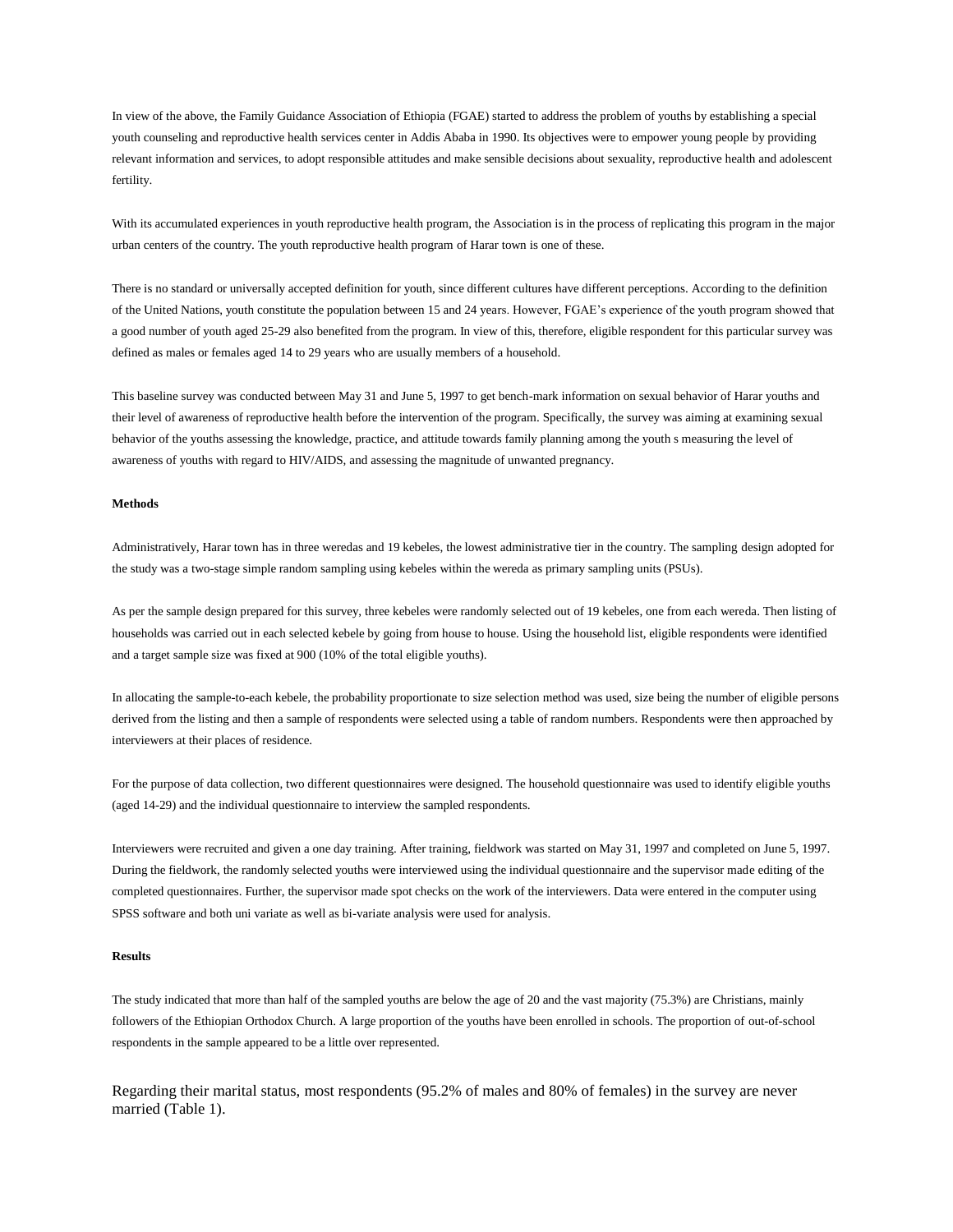In view of the above, the Family Guidance Association of Ethiopia (FGAE) started to address the problem of youths by establishing a special youth counseling and reproductive health services center in Addis Ababa in 1990. Its objectives were to empower young people by providing relevant information and services, to adopt responsible attitudes and make sensible decisions about sexuality, reproductive health and adolescent fertility.

With its accumulated experiences in youth reproductive health program, the Association is in the process of replicating this program in the major urban centers of the country. The youth reproductive health program of Harar town is one of these.

There is no standard or universally accepted definition for youth, since different cultures have different perceptions. According to the definition of the United Nations, youth constitute the population between 15 and 24 years. However, FGAE's experience of the youth program showed that a good number of youth aged 25-29 also benefited from the program. In view of this, therefore, eligible respondent for this particular survey was defined as males or females aged 14 to 29 years who are usually members of a household.

This baseline survey was conducted between May 31 and June 5, 1997 to get bench-mark information on sexual behavior of Harar youths and their level of awareness of reproductive health before the intervention of the program. Specifically, the survey was aiming at examining sexual behavior of the youths assessing the knowledge, practice, and attitude towards family planning among the youth s measuring the level of awareness of youths with regard to HIV/AIDS, and assessing the magnitude of unwanted pregnancy.

**Methods**

Administratively, Harar town has in three weredas and 19 kebeles, the lowest administrative tier in the country. The sampling design adopted for the study was a two-stage simple random sampling using kebeles within the wereda as primary sampling units (PSUs).

As per the sample design prepared for this survey, three kebeles were randomly selected out of 19 kebeles, one from each wereda. Then listing of households was carried out in each selected kebele by going from house to house. Using the household list, eligible respondents were identified and a target sample size was fixed at 900 (10% of the total eligible youths).

In allocating the sample-to-each kebele, the probability proportionate to size selection method was used, size being the number of eligible persons derived from the listing and then a sample of respondents were selected using a table of random numbers. Respondents were then approached by interviewers at their places of residence.

For the purpose of data collection, two different questionnaires were designed. The household questionnaire was used to identify eligible youths (aged 14-29) and the individual questionnaire to interview the sampled respondents.

Interviewers were recruited and given a one day training. After training, fieldwork was started on May 31, 1997 and completed on June 5, 1997. During the fieldwork, the randomly selected youths were interviewed using the individual questionnaire and the supervisor made editing of the completed questionnaires. Further, the supervisor made spot checks on the work of the interviewers. Data were entered in the computer using SPSS software and both uni variate as well as bi-variate analysis were used for analysis.

**Results**

The study indicated that more than half of the sampled youths are below the age of 20 and the vast majority (75.3%) are Christians, mainly followers of the Ethiopian Orthodox Church. A large proportion of the youths have been enrolled in schools. The proportion of out-of-school respondents in the sample appeared to be a little over represented.

Regarding their marital status, most respondents (95.2% of males and 80% of females) in the survey are never married (Table 1).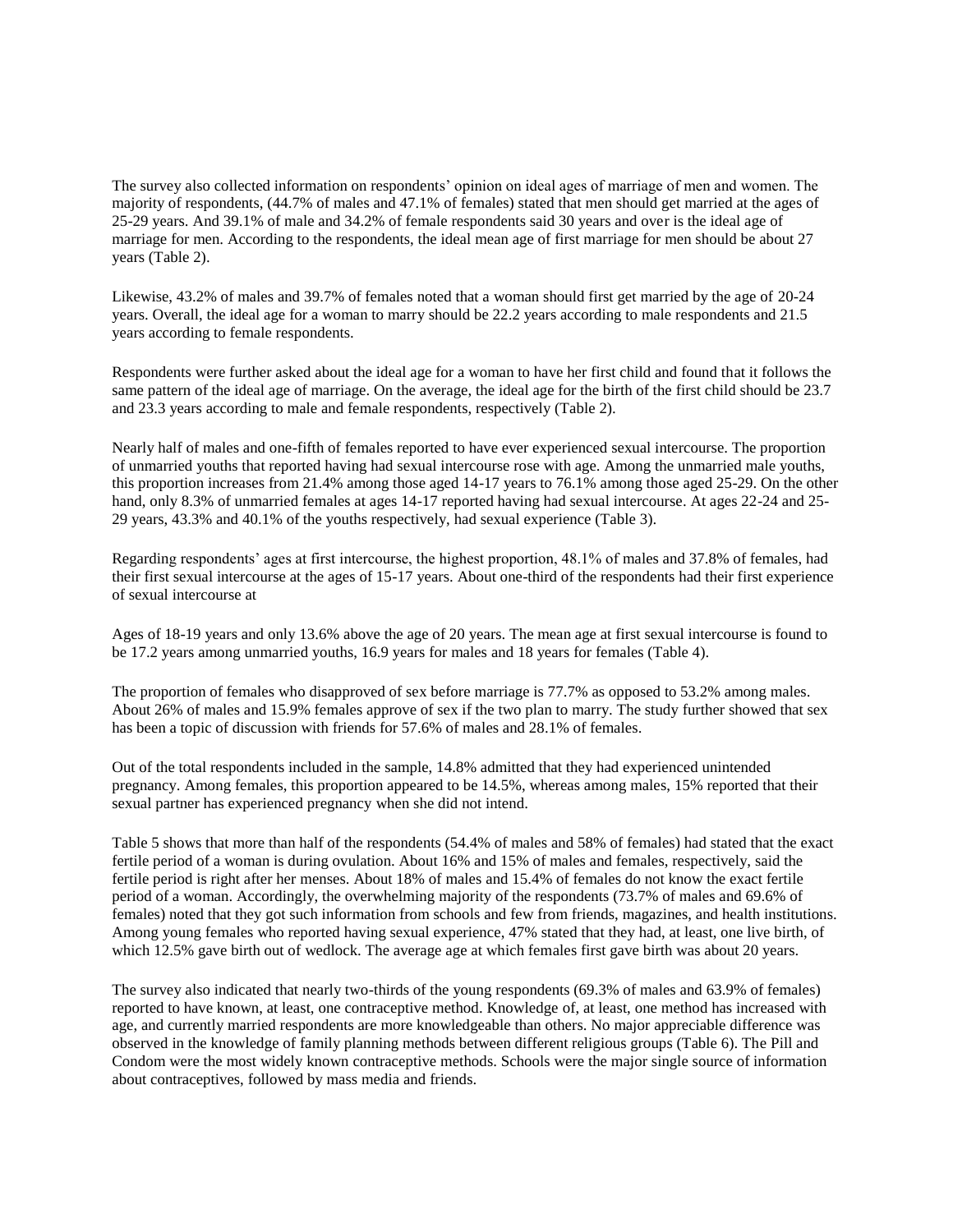The survey also collected information on respondents' opinion on ideal ages of marriage of men and women. The majority of respondents, (44.7% of males and 47.1% of females) stated that men should get married at the ages of 25-29 years. And 39.1% of male and 34.2% of female respondents said 30 years and over is the ideal age of marriage for men. According to the respondents, the ideal mean age of first marriage for men should be about 27 years (Table 2).

Likewise, 43.2% of males and 39.7% of females noted that a woman should first get married by the age of 20-24 years. Overall, the ideal age for a woman to marry should be 22.2 years according to male respondents and 21.5 years according to female respondents.

Respondents were further asked about the ideal age for a woman to have her first child and found that it follows the same pattern of the ideal age of marriage. On the average, the ideal age for the birth of the first child should be 23.7 and 23.3 years according to male and female respondents, respectively (Table 2).

Nearly half of males and one-fifth of females reported to have ever experienced sexual intercourse. The proportion of unmarried youths that reported having had sexual intercourse rose with age. Among the unmarried male youths, this proportion increases from 21.4% among those aged 14-17 years to 76.1% among those aged 25-29. On the other hand, only 8.3% of unmarried females at ages 14-17 reported having had sexual intercourse. At ages 22-24 and 25-29 years, 43.3% and 40.1% of the youths respectively, had sexual experience (Table 3).

Regarding respondents' ages at first intercourse, the highest proportion, 48.1% of males and 37.8% of females, had their first sexual intercourse at the ages of 15-17 years. About one-third of the respondents had their first experience of sexual intercourse at

Ages of 18-19 years and only 13.6% above the age of 20 years. The mean age at first sexual intercourse is found to be 17.2 years among unmarried youths, 16.9 years for males and 18 years for females (Table 4).

The proportion of females who disapproved of sex before marriage is 77.7% as opposed to 53.2% among males. About 26% of males and 15.9% females approve of sex if the two plan to marry. The study further showed that sex has been a topic of discussion with friends for 57.6% of males and 28.1% of females.

Out of the total respondents included in the sample, 14.8% admitted that they had experienced unintended pregnancy. Among females, this proportion appeared to be 14.5%, whereas among males, 15% reported that their sexual partner has experienced pregnancy when she did not intend.

Table 5 shows that more than half of the respondents (54.4% of males and 58% of females) had stated that the exact fertile period of a woman is during ovulation. About 16% and 15% of males and females, respectively, said the fertile period is right after her menses. About 18% of males and 15.4% of females do not know the exact fertile period of a woman. Accordingly, the overwhelming majority of the respondents (73.7% of males and 69.6% of females) noted that they got such information from schools and few from friends, magazines, and health institutions. Among young females who reported having sexual experience, 47% stated that they had, at least, one live birth, of which 12.5% gave birth out of wedlock. The average age at which females first gave birth was about 20 years.

The survey also indicated that nearly two-thirds of the young respondents (69.3% of males and 63.9% of females) reported to have known, at least, one contraceptive method. Knowledge of, at least, one method has increased with age, and currently married respondents are more knowledgeable than others. No major appreciable difference was observed in the knowledge of family planning methods between different religious groups (Table 6). The Pill and Condom were the most widely known contraceptive methods. Schools were the major single source of information about contraceptives, followed by mass media and friends.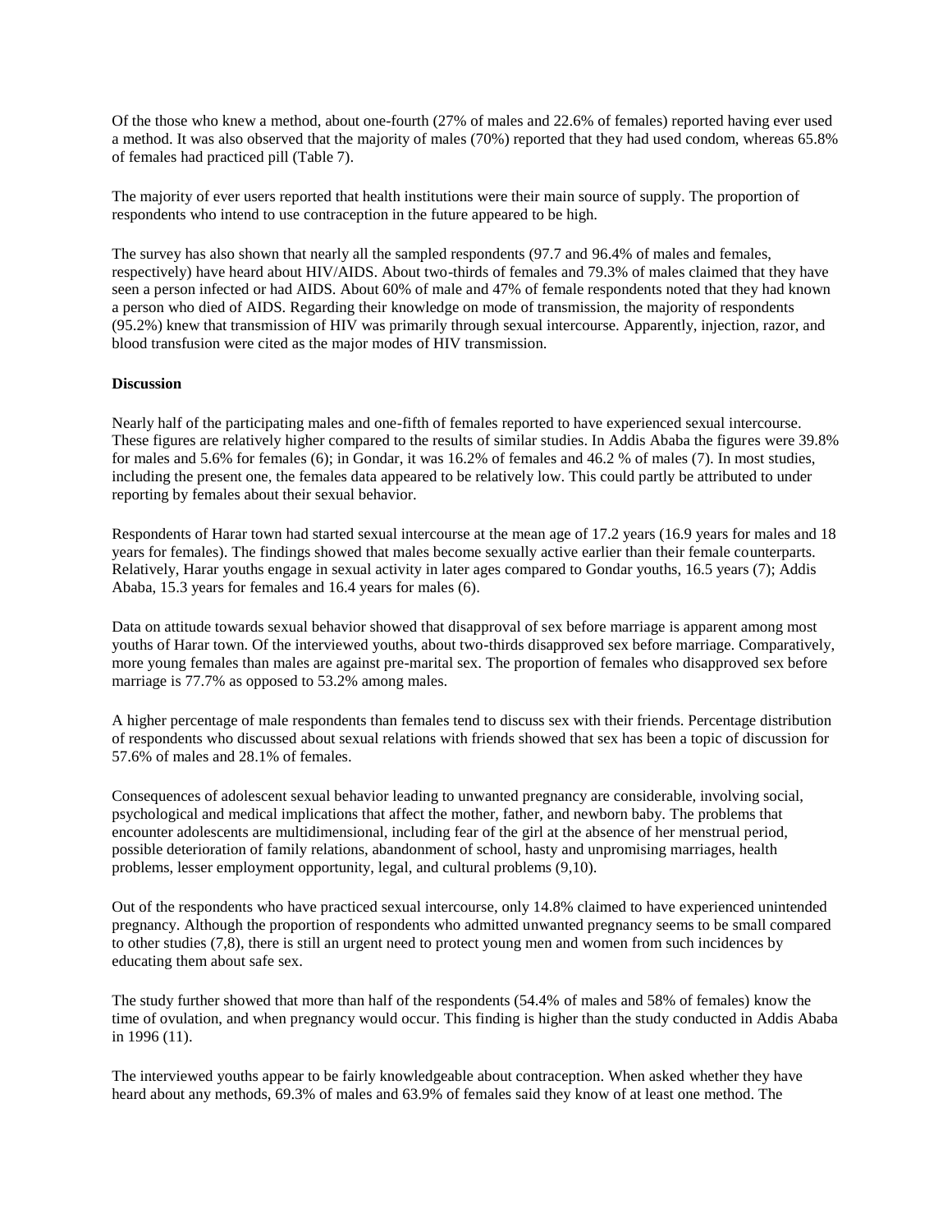Of the those who knew a method, about one-fourth (27% of males and 22.6% of females) reported having ever used a method. It was also observed that the majority of males (70%) reported that they had used condom, whereas 65.8% of females had practiced pill (Table 7).

The majority of ever users reported that health institutions were their main source of supply. The proportion of respondents who intend to use contraception in the future appeared to be high.

The survey has also shown that nearly all the sampled respondents (97.7 and 96.4% of males and females, respectively) have heard about HIV/AIDS. About two-thirds of females and 79.3% of males claimed that they have seen a person infected or had AIDS. About 60% of male and 47% of female respondents noted that they had known a person who died of AIDS. Regarding their knowledge on mode of transmission, the majority of respondents (95.2%) knew that transmission of HIV was primarily through sexual intercourse. Apparently, injection, razor, and blood transfusion were cited as the major modes of HIV transmission.

**Discussion**

Nearly half of the participating males and one-fifth of females reported to have experienced sexual intercourse. These figures are relatively higher compared to the results of similar studies. In Addis Ababa the figures were 39.8% for males and 5.6% for females (6); in Gondar, it was 16.2% of females and 46.2 % of males (7). In most studies, including the present one, the females data appeared to be relatively low. This could partly be attributed to under reporting by females about their sexual behavior.

Respondents of Harar town had started sexual intercourse at the mean age of 17.2 years (16.9 years for males and 18 years for females). The findings showed that males become sexually active earlier than their female counterparts. Relatively, Harar youths engage in sexual activity in later ages compared to Gondar youths, 16.5 years (7); Addis Ababa, 15.3 years for females and 16.4 years for males (6).

Data on attitude towards sexual behavior showed that disapproval of sex before marriage is apparent among most youths of Harar town. Of the interviewed youths, about two-thirds disapproved sex before marriage. Comparatively, more young females than males are against pre-marital sex. The proportion of females who disapproved sex before marriage is 77.7% as opposed to 53.2% among males.

A higher percentage of male respondents than females tend to discuss sex with their friends. Percentage distribution of respondents who discussed about sexual relations with friends showed that sex has been a topic of discussion for 57.6% of males and 28.1% of females.

Consequences of adolescent sexual behavior leading to unwanted pregnancy are considerable, involving social, psychological and medical implications that affect the mother, father, and newborn baby. The problems that encounter adolescents are multidimensional, including fear of the girl at the absence of her menstrual period, possible deterioration of family relations, abandonment of school, hasty and unpromising marriages, health problems, lesser employment opportunity, legal, and cultural problems (9,10).

Out of the respondents who have practiced sexual intercourse, only 14.8% claimed to have experienced unintended pregnancy. Although the proportion of respondents who admitted unwanted pregnancy seems to be small compared to other studies (7,8), there is still an urgent need to protect young men and women from such incidences by educating them about safe sex.

The study further showed that more than half of the respondents (54.4% of males and 58% of females) know the time of ovulation, and when pregnancy would occur. This finding is higher than the study conducted in Addis Ababa in 1996 (11).

The interviewed youths appear to be fairly knowledgeable about contraception. When asked whether they have heard about any methods, 69.3% of males and 63.9% of females said they know of at least one method. The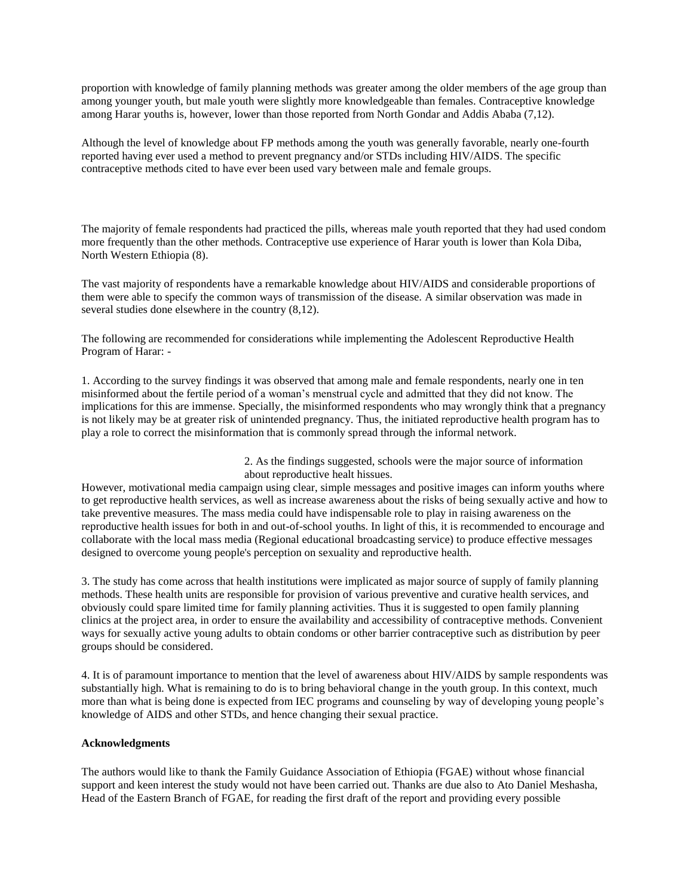proportion with knowledge of family planning methods was greater among the older members of the age group than among younger youth, but male youth were slightly more knowledgeable than females. Contraceptive knowledge among Harar youths is, however, lower than those reported from North Gondar and Addis Ababa (7,12).

Although the level of knowledge about FP methods among the youth was generally favorable, nearly one-fourth reported having ever used a method to prevent pregnancy and/or STDs including HIV/AIDS. The specific contraceptive methods cited to have ever been used vary between male and female groups.

The majority of female respondents had practiced the pills, whereas male youth reported that they had used condom more frequently than the other methods. Contraceptive use experience of Harar youth is lower than Kola Diba, North Western Ethiopia (8).

The vast majority of respondents have a remarkable knowledge about HIV/AIDS and considerable proportions of them were able to specify the common ways of transmission of the disease. A similar observation was made in several studies done elsewhere in the country (8,12).

The following are recommended for considerations while implementing the Adolescent Reproductive Health Program of Harar: -

1. According to the survey findings it was observed that among male and female respondents, nearly one in ten misinformed about the fertile period of a woman's menstrual cycle and admitted that they did not know. The implications for this are immense. Specially, the misinformed respondents who may wrongly think that a pregnancy is not likely may be at greater risk of unintended pregnancy. Thus, the initiated reproductive health program has to play a role to correct the misinformation that is commonly spread through the informal network.

2. As the findings suggested, schools were the major source of information about reproductive healt hissues.
However, motivational media campaign using clear, simple messages and positive images can inform youths where to get reproductive health services, as well as increase awareness about the risks of being sexually active and how to take preventive measures. The mass media could have indispensable role to play in raising awareness on the reproductive health issues for both in and out-of-school youths. In light of this, it is recommended to encourage and collaborate with the local mass media (Regional educational broadcasting service) to produce effective messages designed to overcome young people's perception on sexuality and reproductive health.

3. The study has come across that health institutions were implicated as major source of supply of family planning methods. These health units are responsible for provision of various preventive and curative health services, and obviously could spare limited time for family planning activities. Thus it is suggested to open family planning clinics at the project area, in order to ensure the availability and accessibility of contraceptive methods. Convenient ways for sexually active young adults to obtain condoms or other barrier contraceptive such as distribution by peer groups should be considered.

4. It is of paramount importance to mention that the level of awareness about HIV/AIDS by sample respondents was substantially high. What is remaining to do is to bring behavioral change in the youth group. In this context, much more than what is being done is expected from IEC programs and counseling by way of developing young people's knowledge of AIDS and other STDs, and hence changing their sexual practice.

**Acknowledgments**

The authors would like to thank the Family Guidance Association of Ethiopia (FGAE) without whose financial support and keen interest the study would not have been carried out. Thanks are due also to Ato Daniel Meshasha, Head of the Eastern Branch of FGAE, for reading the first draft of the report and providing every possible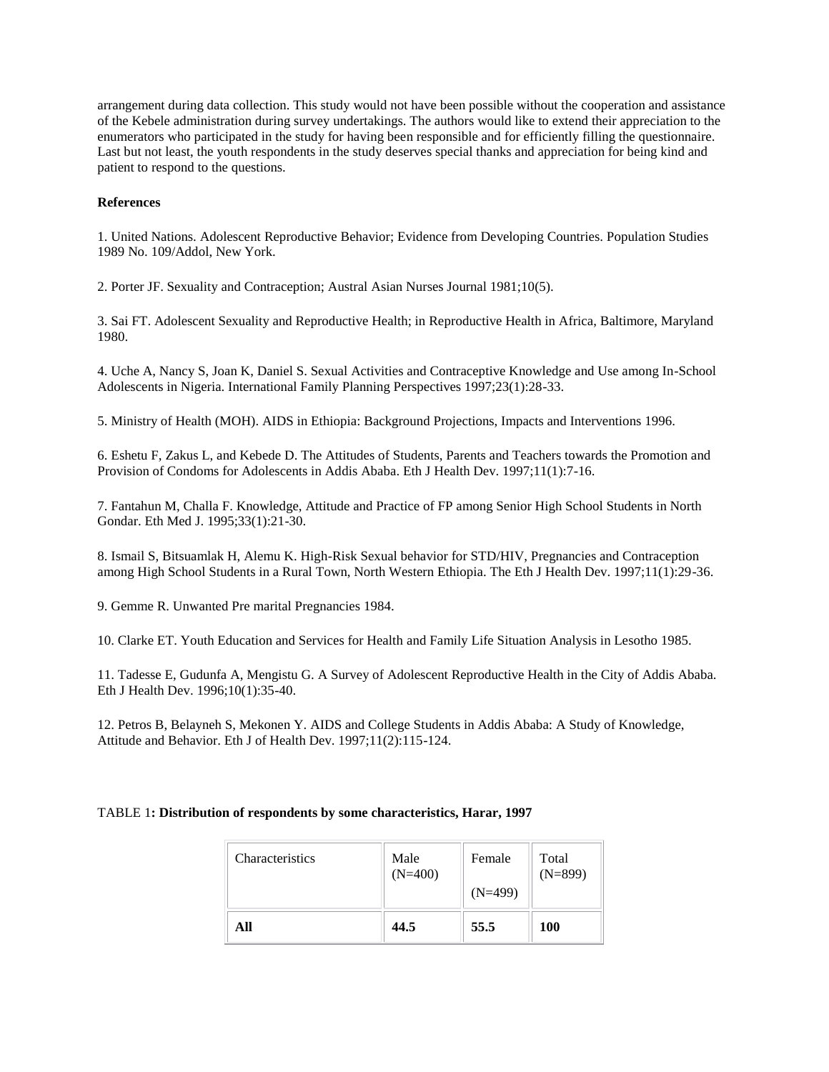arrangement during data collection. This study would not have been possible without the cooperation and assistance of the Kebele administration during survey undertakings. The authors would like to extend their appreciation to the enumerators who participated in the study for having been responsible and for efficiently filling the questionnaire. Last but not least, the youth respondents in the study deserves special thanks and appreciation for being kind and patient to respond to the questions.

**References**

1. United Nations. Adolescent Reproductive Behavior; Evidence from Developing Countries. Population Studies 1989 No. 109/Addol, New York.

2. Porter JF. Sexuality and Contraception; Austral Asian Nurses Journal 1981;10(5).

3. Sai FT. Adolescent Sexuality and Reproductive Health; in Reproductive Health in Africa, Baltimore, Maryland 1980.

4. Uche A, Nancy S, Joan K, Daniel S. Sexual Activities and Contraceptive Knowledge and Use among In-School Adolescents in Nigeria. International Family Planning Perspectives 1997;23(1):28-33.

5. Ministry of Health (MOH). AIDS in Ethiopia: Background Projections, Impacts and Interventions 1996.

6. Eshetu F, Zakus L, and Kebede D. The Attitudes of Students, Parents and Teachers towards the Promotion and Provision of Condoms for Adolescents in Addis Ababa. Eth J Health Dev. 1997;11(1):7-16.

7. Fantahun M, Challa F. Knowledge, Attitude and Practice of FP among Senior High School Students in North Gondar. Eth Med J. 1995;33(1):21-30.

8. Ismail S, Bitsuamlak H, Alemu K. High-Risk Sexual behavior for STD/HIV, Pregnancies and Contraception among High School Students in a Rural Town, North Western Ethiopia. The Eth J Health Dev. 1997;11(1):29-36.

9. Gemme R. Unwanted Pre marital Pregnancies 1984.

10. Clarke ET. Youth Education and Services for Health and Family Life Situation Analysis in Lesotho 1985.

11. Tadesse E, Gudunfa A, Mengistu G. A Survey of Adolescent Reproductive Health in the City of Addis Ababa. Eth J Health Dev. 1996;10(1):35-40.

12. Petros B, Belayneh S, Mekonen Y. AIDS and College Students in Addis Ababa: A Study of Knowledge, Attitude and Behavior. Eth J of Health Dev. 1997;11(2):115-124.

TABLE 1**: Distribution of respondents by some characteristics, Harar, 1997**

| Characteristics | Male (N=400) | Female (N=499) | Total (N=899) |
|---|---|---|---|
| **All** | **44.5** | **55.5** | **100** |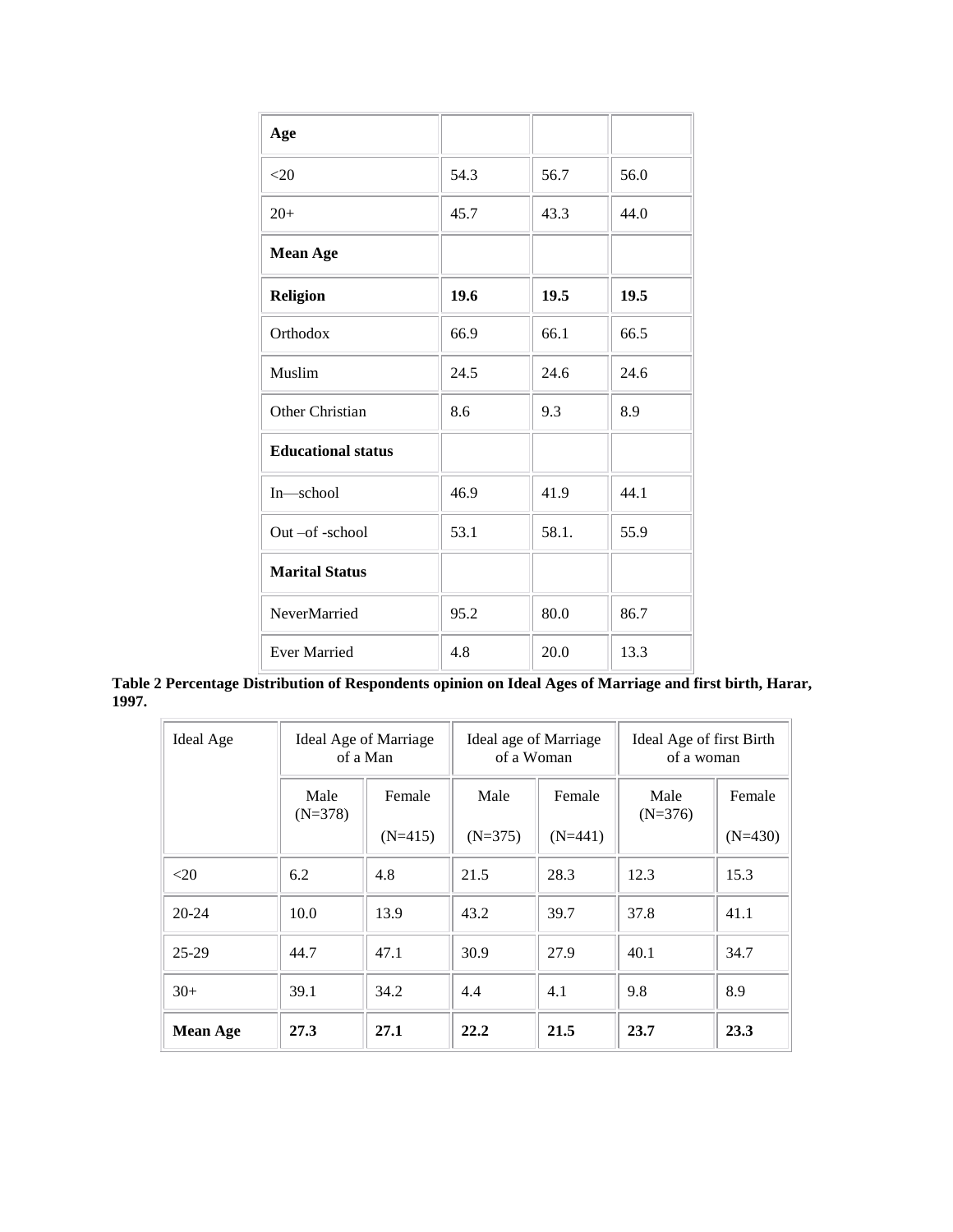| Age | | | |
|---|---|---|---|
| <20 | 54.3 | 56.7 | 56.0 |
| 20+ | 45.7 | 43.3 | 44.0 |
| **Mean Age** | | | |
| **Religion** | **19.6** | **19.5** | **19.5** |
| Orthodox | 66.9 | 66.1 | 66.5 |
| Muslim | 24.5 | 24.6 | 24.6 |
| Other Christian | 8.6 | 9.3 | 8.9 |
| **Educational status** | | | |
| In—school | 46.9 | 41.9 | 44.1 |
| Out –of -school | 53.1 | 58.1. | 55.9 |
| **Marital Status** | | | |
| NeverMarried | 95.2 | 80.0 | 86.7 |
| Ever Married | 4.8 | 20.0 | 13.3 |

**Table 2 Percentage Distribution of Respondents opinion on Ideal Ages of Marriage and first birth, Harar, 1997.**

| Ideal Age | Ideal Age of Marriage of a Man | | Ideal age of Marriage of a Woman | | Ideal Age of first Birth of a woman | |
|---|---|---|---|---|---|---|
| | Male (N=378) | Female (N=415) | Male (N=375) | Female (N=441) | Male (N=376) | Female (N=430) |
| <20 | 6.2 | 4.8 | 21.5 | 28.3 | 12.3 | 15.3 |
| 20-24 | 10.0 | 13.9 | 43.2 | 39.7 | 37.8 | 41.1 |
| 25-29 | 44.7 | 47.1 | 30.9 | 27.9 | 40.1 | 34.7 |
| 30+ | 39.1 | 34.2 | 4.4 | 4.1 | 9.8 | 8.9 |
| **Mean Age** | **27.3** | **27.1** | **22.2** | **21.5** | **23.7** | **23.3** |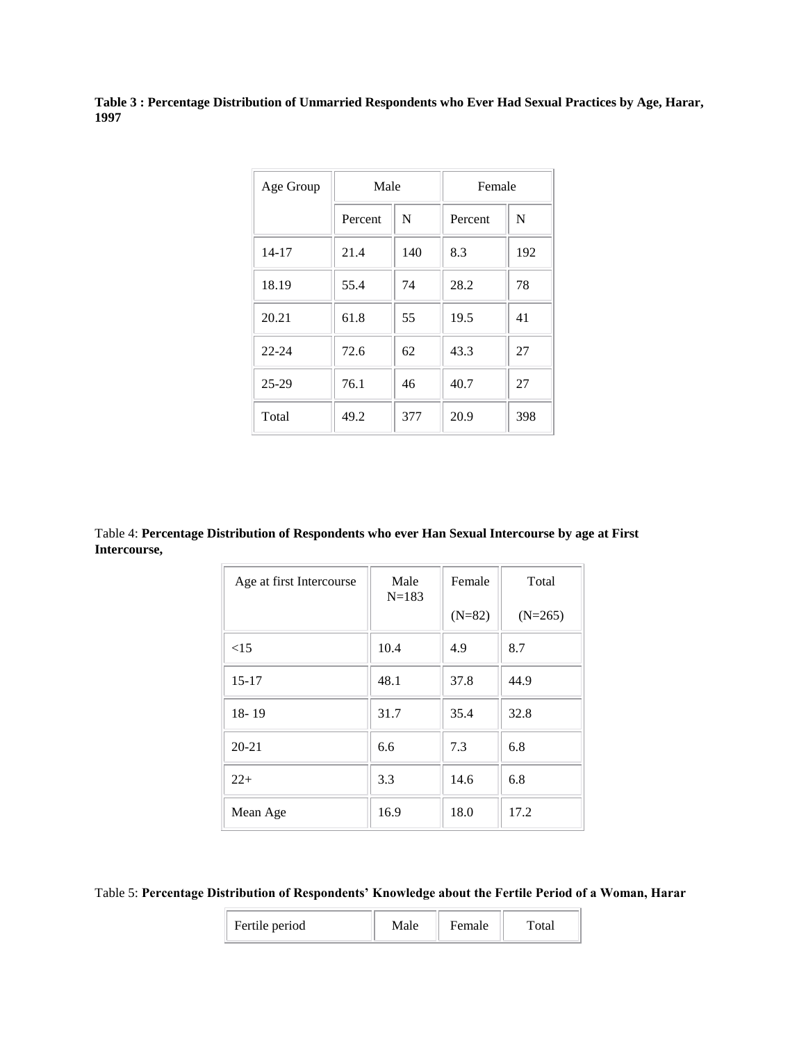**Table 3 : Percentage Distribution of Unmarried Respondents who Ever Had Sexual Practices by Age, Harar, 1997**

| Age Group | Male | | Female | |
|---|---|---|---|---|
| | Percent | N | Percent | N |
| 14-17 | 21.4 | 140 | 8.3 | 192 |
| 18.19 | 55.4 | 74 | 28.2 | 78 |
| 20.21 | 61.8 | 55 | 19.5 | 41 |
| 22-24 | 72.6 | 62 | 43.3 | 27 |
| 25-29 | 76.1 | 46 | 40.7 | 27 |
| Total | 49.2 | 377 | 20.9 | 398 |

Table 4: **Percentage Distribution of Respondents who ever Han Sexual Intercourse by age at First Intercourse,**

| Age at first Intercourse | Male N=183 | Female (N=82) | Total (N=265) |
|---|---|---|---|
| <15 | 10.4 | 4.9 | 8.7 |
| 15-17 | 48.1 | 37.8 | 44.9 |
| 18- 19 | 31.7 | 35.4 | 32.8 |
| 20-21 | 6.6 | 7.3 | 6.8 |
| 22+ | 3.3 | 14.6 | 6.8 |
| Mean Age | 16.9 | 18.0 | 17.2 |

Table 5: **Percentage Distribution of Respondents' Knowledge about the Fertile Period of a Woman, Harar**

| Fertile period | Male | Female | Total |
|---|---|---|---|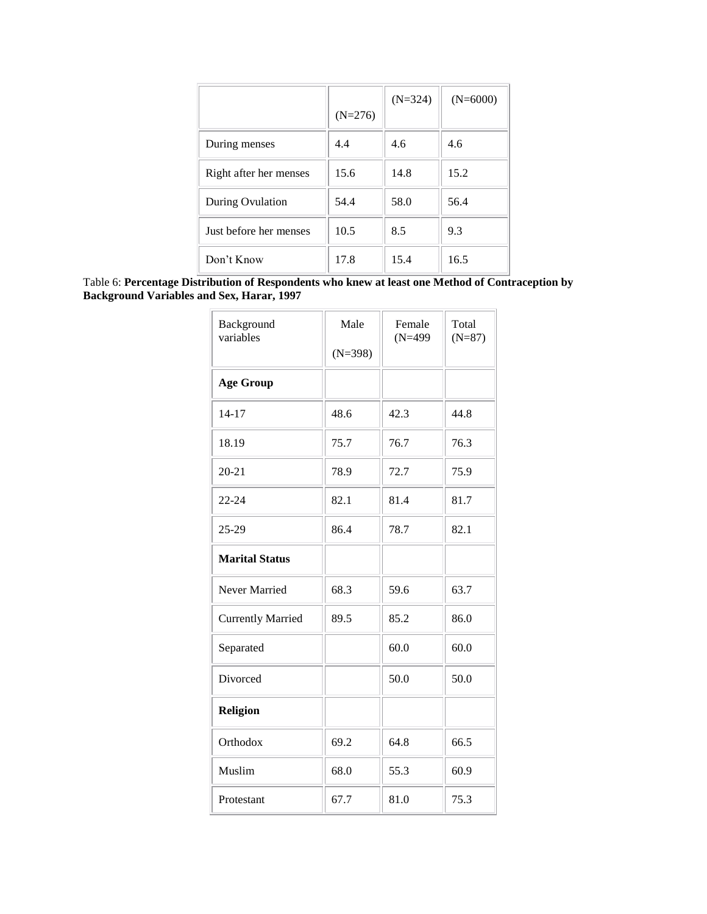| | (N=276) | (N=324) | (N=6000) |
|---|---|---|---|
| During menses | 4.4 | 4.6 | 4.6 |
| Right after her menses | 15.6 | 14.8 | 15.2 |
| During Ovulation | 54.4 | 58.0 | 56.4 |
| Just before her menses | 10.5 | 8.5 | 9.3 |
| Don't Know | 17.8 | 15.4 | 16.5 |

Table 6: **Percentage Distribution of Respondents who knew at least one Method of Contraception by Background Variables and Sex, Harar, 1997**

| Background variables | Male (N=398) | Female (N=499 | Total (N=87) |
|---|---|---|---|
| **Age Group** | | | |
| 14-17 | 48.6 | 42.3 | 44.8 |
| 18.19 | 75.7 | 76.7 | 76.3 |
| 20-21 | 78.9 | 72.7 | 75.9 |
| 22-24 | 82.1 | 81.4 | 81.7 |
| 25-29 | 86.4 | 78.7 | 82.1 |
| **Marital Status** | | | |
| Never Married | 68.3 | 59.6 | 63.7 |
| Currently Married | 89.5 | 85.2 | 86.0 |
| Separated | | 60.0 | 60.0 |
| Divorced | | 50.0 | 50.0 |
| **Religion** | | | |
| Orthodox | 69.2 | 64.8 | 66.5 |
| Muslim | 68.0 | 55.3 | 60.9 |
| Protestant | 67.7 | 81.0 | 75.3 |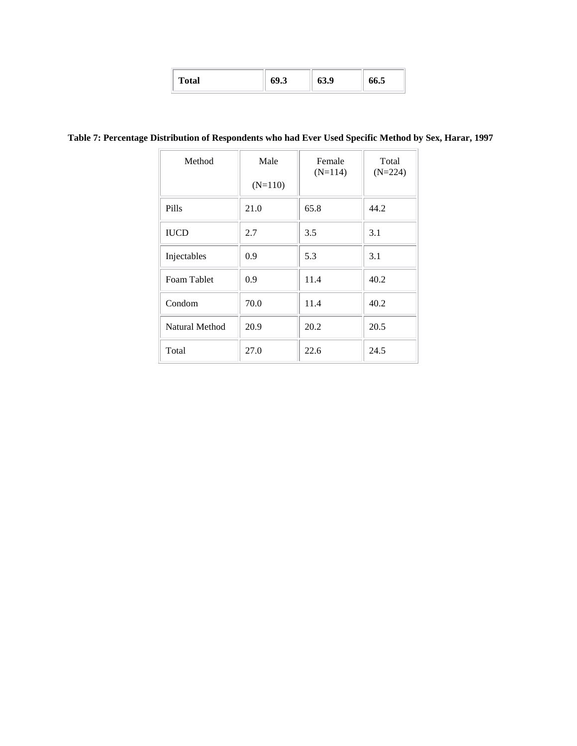| **Total** | **69.3** | **63.9** | **66.5** |
|---|---|---|---|

**Table 7: Percentage Distribution of Respondents who had Ever Used Specific Method by Sex, Harar, 1997**

| Method | Male (N=110) | Female (N=114) | Total (N=224) |
|---|---|---|---|
| Pills | 21.0 | 65.8 | 44.2 |
| IUCD | 2.7 | 3.5 | 3.1 |
| Injectables | 0.9 | 5.3 | 3.1 |
| Foam Tablet | 0.9 | 11.4 | 40.2 |
| Condom | 70.0 | 11.4 | 40.2 |
| Natural Method | 20.9 | 20.2 | 20.5 |
| Total | 27.0 | 22.6 | 24.5 |